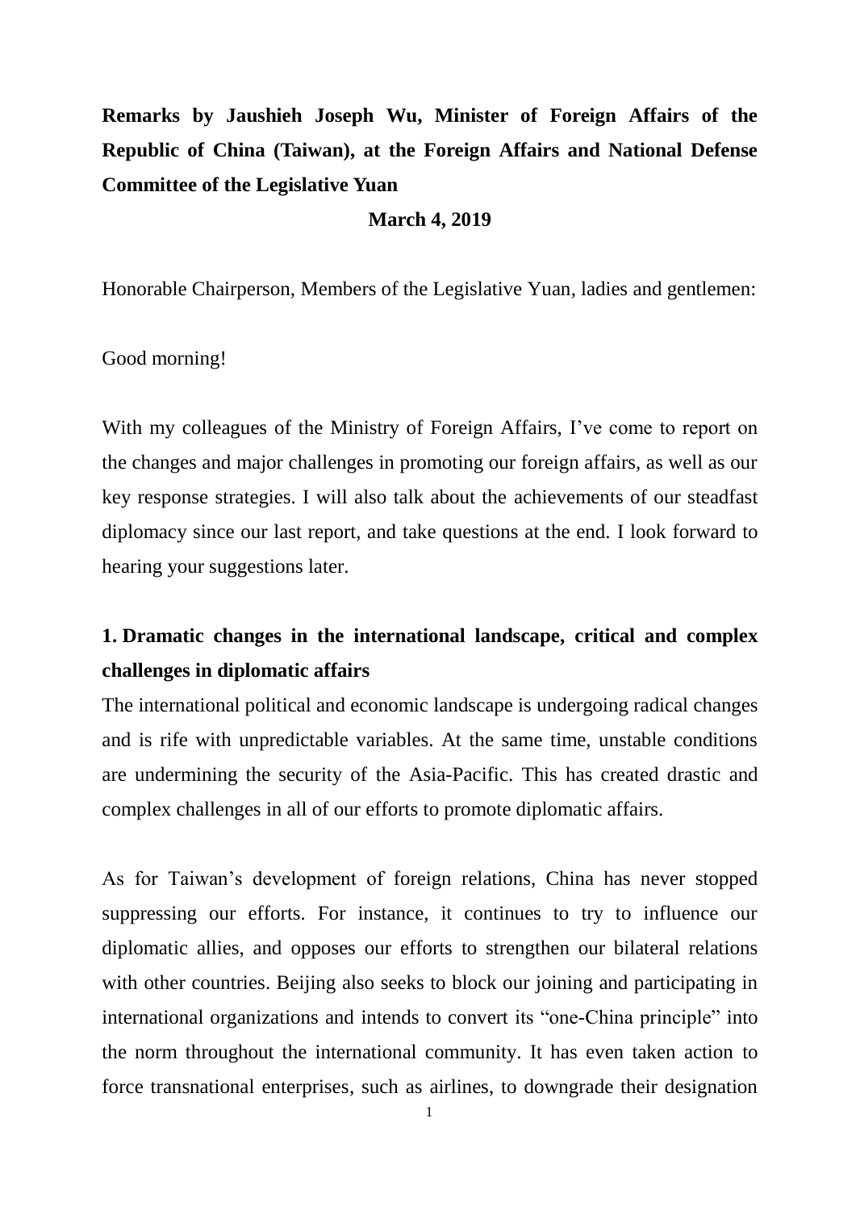**Remarks by Jaushieh Joseph Wu, Minister of Foreign Affairs of the Republic of China (Taiwan), at the Foreign Affairs and National Defense Committee of the Legislative Yuan**

**March 4, 2019**

Honorable Chairperson, Members of the Legislative Yuan, ladies and gentlemen:

Good morning!

With my colleagues of the Ministry of Foreign Affairs, I've come to report on the changes and major challenges in promoting our foreign affairs, as well as our key response strategies. I will also talk about the achievements of our steadfast diplomacy since our last report, and take questions at the end. I look forward to hearing your suggestions later.

## 1. Dramatic changes in the international landscape, critical and complex challenges in diplomatic affairs

The international political and economic landscape is undergoing radical changes and is rife with unpredictable variables. At the same time, unstable conditions are undermining the security of the Asia-Pacific. This has created drastic and complex challenges in all of our efforts to promote diplomatic affairs.

As for Taiwan's development of foreign relations, China has never stopped suppressing our efforts. For instance, it continues to try to influence our diplomatic allies, and opposes our efforts to strengthen our bilateral relations with other countries. Beijing also seeks to block our joining and participating in international organizations and intends to convert its "one-China principle" into the norm throughout the international community. It has even taken action to force transnational enterprises, such as airlines, to downgrade their designation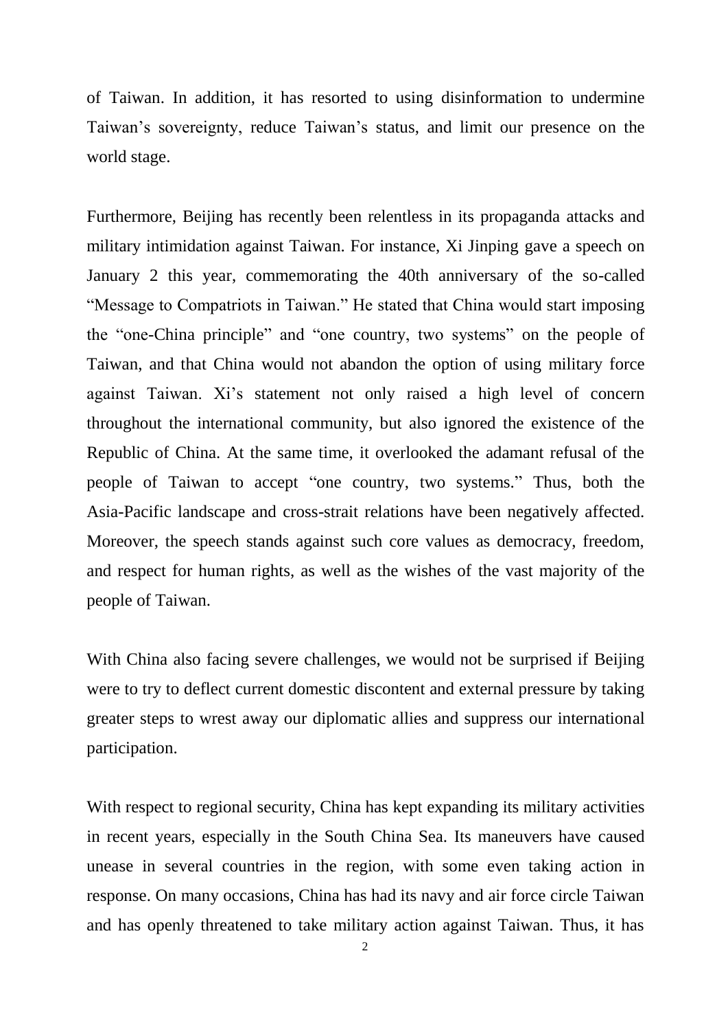of Taiwan. In addition, it has resorted to using disinformation to undermine Taiwan's sovereignty, reduce Taiwan's status, and limit our presence on the world stage.

Furthermore, Beijing has recently been relentless in its propaganda attacks and military intimidation against Taiwan. For instance, Xi Jinping gave a speech on January 2 this year, commemorating the 40th anniversary of the so-called "Message to Compatriots in Taiwan." He stated that China would start imposing the "one-China principle" and "one country, two systems" on the people of Taiwan, and that China would not abandon the option of using military force against Taiwan. Xi's statement not only raised a high level of concern throughout the international community, but also ignored the existence of the Republic of China. At the same time, it overlooked the adamant refusal of the people of Taiwan to accept "one country, two systems." Thus, both the Asia-Pacific landscape and cross-strait relations have been negatively affected. Moreover, the speech stands against such core values as democracy, freedom, and respect for human rights, as well as the wishes of the vast majority of the people of Taiwan.

With China also facing severe challenges, we would not be surprised if Beijing were to try to deflect current domestic discontent and external pressure by taking greater steps to wrest away our diplomatic allies and suppress our international participation.

With respect to regional security, China has kept expanding its military activities in recent years, especially in the South China Sea. Its maneuvers have caused unease in several countries in the region, with some even taking action in response. On many occasions, China has had its navy and air force circle Taiwan and has openly threatened to take military action against Taiwan. Thus, it has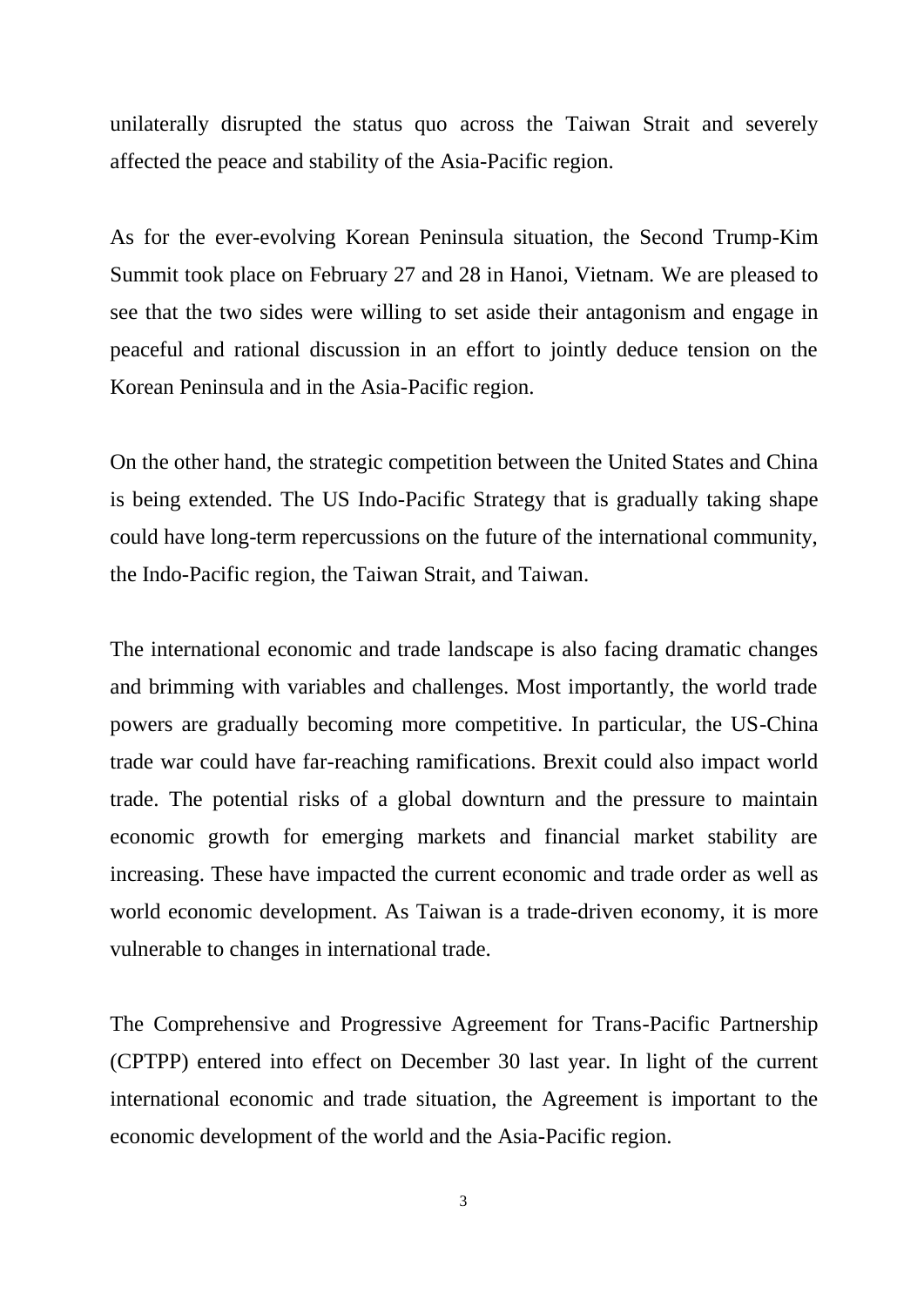unilaterally disrupted the status quo across the Taiwan Strait and severely affected the peace and stability of the Asia-Pacific region.

As for the ever-evolving Korean Peninsula situation, the Second Trump-Kim Summit took place on February 27 and 28 in Hanoi, Vietnam. We are pleased to see that the two sides were willing to set aside their antagonism and engage in peaceful and rational discussion in an effort to jointly deduce tension on the Korean Peninsula and in the Asia-Pacific region.

On the other hand, the strategic competition between the United States and China is being extended. The US Indo-Pacific Strategy that is gradually taking shape could have long-term repercussions on the future of the international community, the Indo-Pacific region, the Taiwan Strait, and Taiwan.

The international economic and trade landscape is also facing dramatic changes and brimming with variables and challenges. Most importantly, the world trade powers are gradually becoming more competitive. In particular, the US-China trade war could have far-reaching ramifications. Brexit could also impact world trade. The potential risks of a global downturn and the pressure to maintain economic growth for emerging markets and financial market stability are increasing. These have impacted the current economic and trade order as well as world economic development. As Taiwan is a trade-driven economy, it is more vulnerable to changes in international trade.

The Comprehensive and Progressive Agreement for Trans-Pacific Partnership (CPTPP) entered into effect on December 30 last year. In light of the current international economic and trade situation, the Agreement is important to the economic development of the world and the Asia-Pacific region.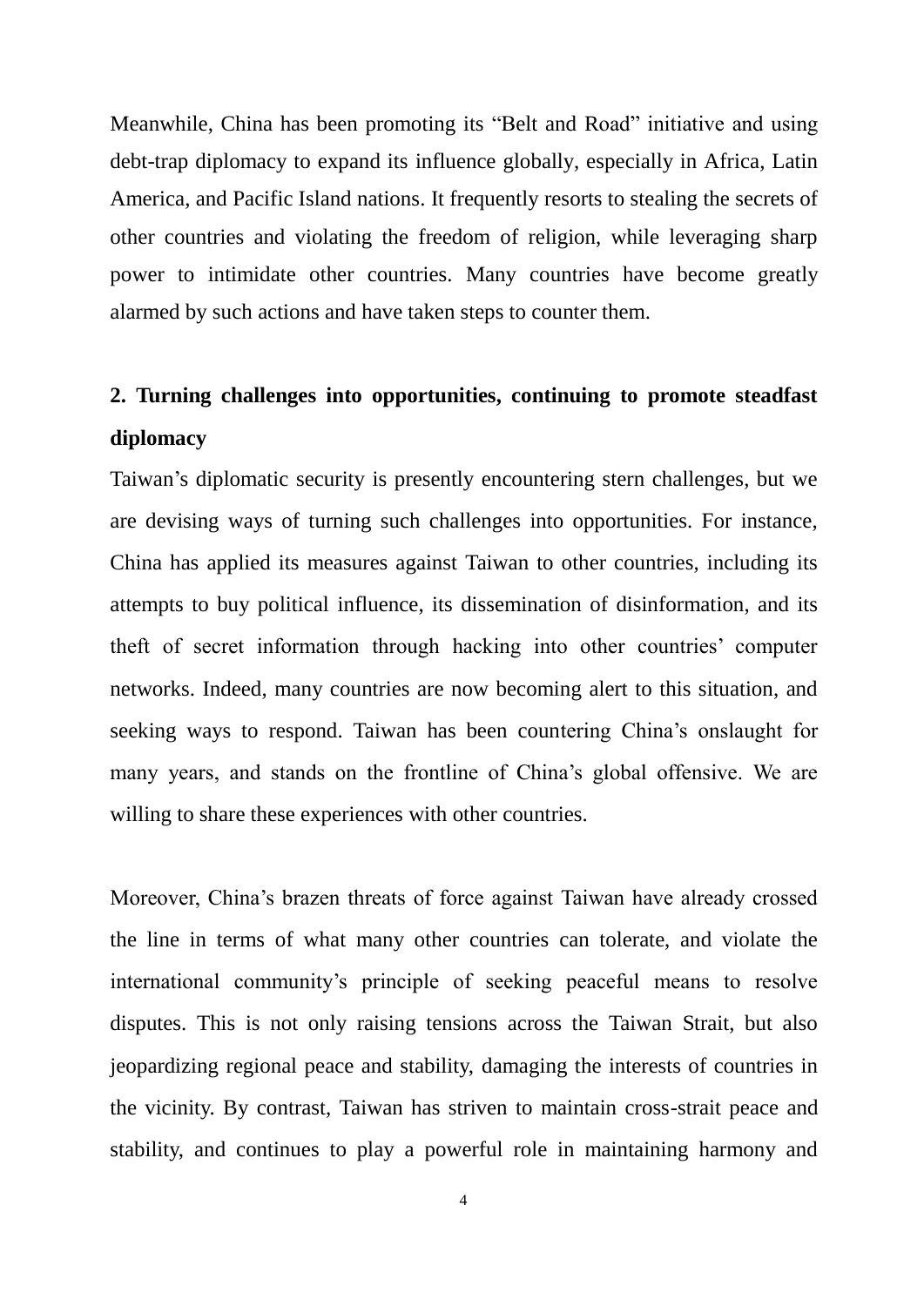Meanwhile, China has been promoting its "Belt and Road" initiative and using debt-trap diplomacy to expand its influence globally, especially in Africa, Latin America, and Pacific Island nations. It frequently resorts to stealing the secrets of other countries and violating the freedom of religion, while leveraging sharp power to intimidate other countries. Many countries have become greatly alarmed by such actions and have taken steps to counter them.

## 2. Turning challenges into opportunities, continuing to promote steadfast diplomacy

Taiwan's diplomatic security is presently encountering stern challenges, but we are devising ways of turning such challenges into opportunities. For instance, China has applied its measures against Taiwan to other countries, including its attempts to buy political influence, its dissemination of disinformation, and its theft of secret information through hacking into other countries' computer networks. Indeed, many countries are now becoming alert to this situation, and seeking ways to respond. Taiwan has been countering China's onslaught for many years, and stands on the frontline of China's global offensive. We are willing to share these experiences with other countries.

Moreover, China's brazen threats of force against Taiwan have already crossed the line in terms of what many other countries can tolerate, and violate the international community's principle of seeking peaceful means to resolve disputes. This is not only raising tensions across the Taiwan Strait, but also jeopardizing regional peace and stability, damaging the interests of countries in the vicinity. By contrast, Taiwan has striven to maintain cross-strait peace and stability, and continues to play a powerful role in maintaining harmony and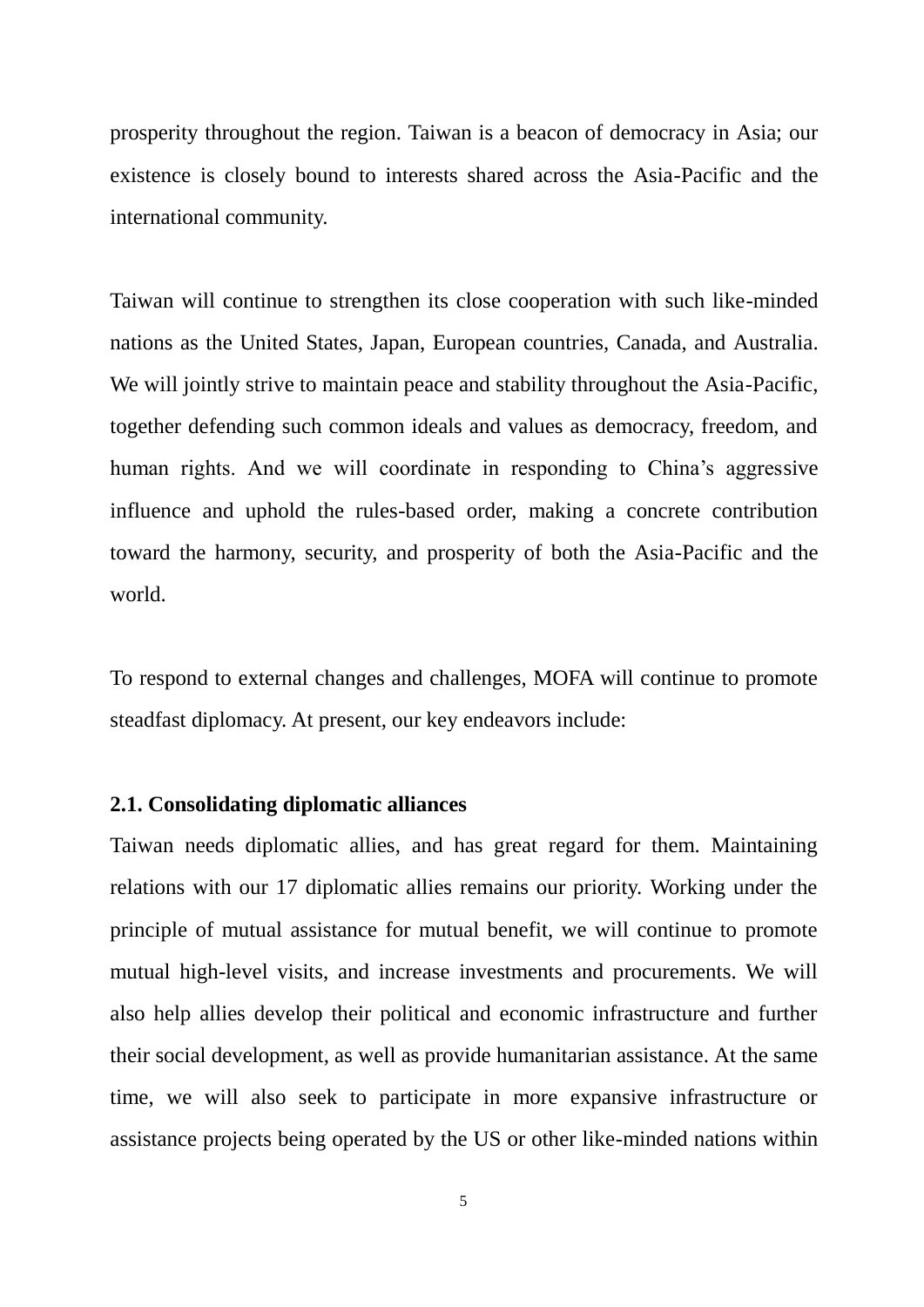prosperity throughout the region. Taiwan is a beacon of democracy in Asia; our existence is closely bound to interests shared across the Asia-Pacific and the international community.

Taiwan will continue to strengthen its close cooperation with such like-minded nations as the United States, Japan, European countries, Canada, and Australia. We will jointly strive to maintain peace and stability throughout the Asia-Pacific, together defending such common ideals and values as democracy, freedom, and human rights. And we will coordinate in responding to China's aggressive influence and uphold the rules-based order, making a concrete contribution toward the harmony, security, and prosperity of both the Asia-Pacific and the world.

To respond to external changes and challenges, MOFA will continue to promote steadfast diplomacy. At present, our key endeavors include:

### 2.1. Consolidating diplomatic alliances

Taiwan needs diplomatic allies, and has great regard for them. Maintaining relations with our 17 diplomatic allies remains our priority. Working under the principle of mutual assistance for mutual benefit, we will continue to promote mutual high-level visits, and increase investments and procurements. We will also help allies develop their political and economic infrastructure and further their social development, as well as provide humanitarian assistance. At the same time, we will also seek to participate in more expansive infrastructure or assistance projects being operated by the US or other like-minded nations within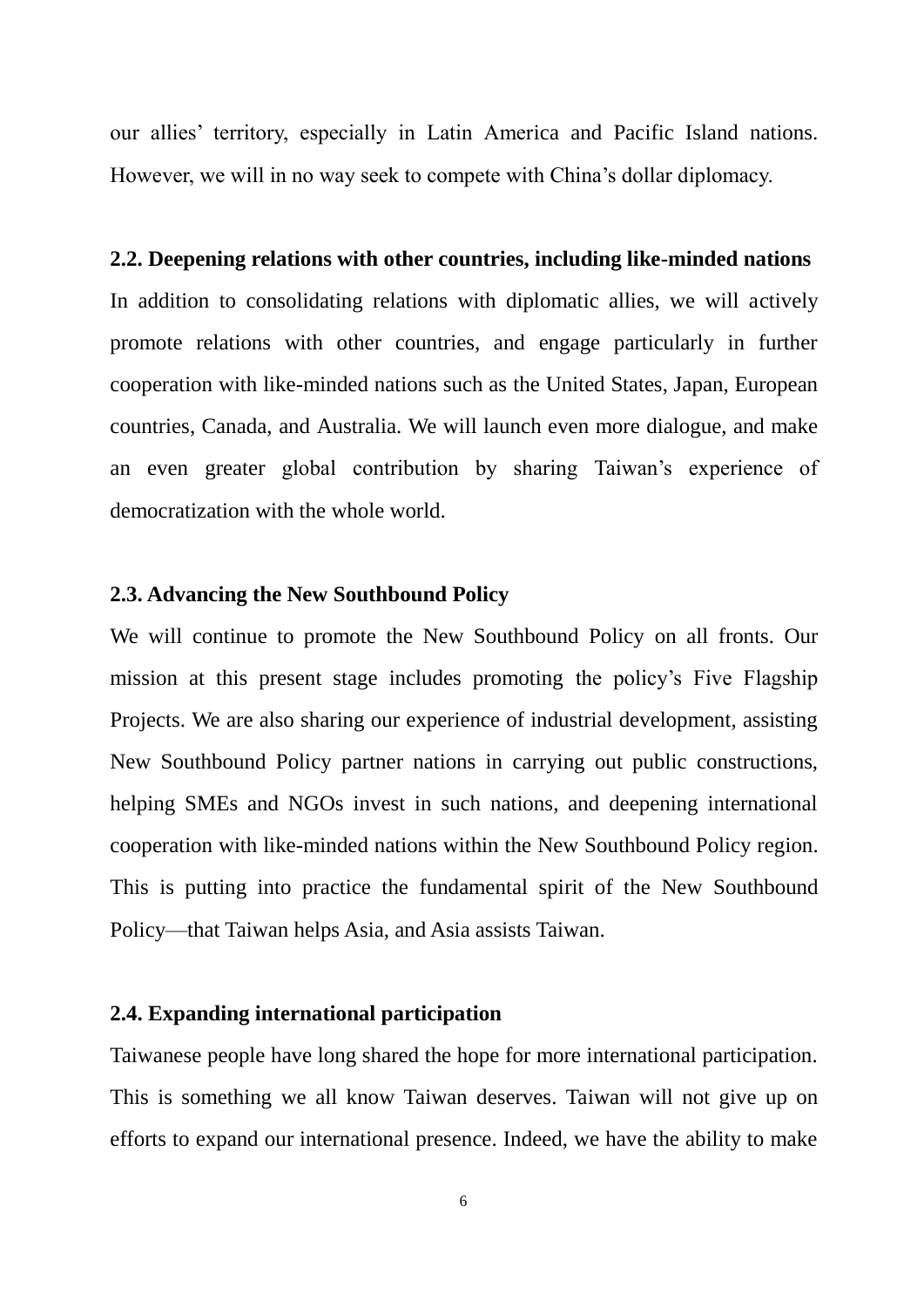our allies' territory, especially in Latin America and Pacific Island nations. However, we will in no way seek to compete with China's dollar diplomacy.

### 2.2. Deepening relations with other countries, including like-minded nations

In addition to consolidating relations with diplomatic allies, we will actively promote relations with other countries, and engage particularly in further cooperation with like-minded nations such as the United States, Japan, European countries, Canada, and Australia. We will launch even more dialogue, and make an even greater global contribution by sharing Taiwan's experience of democratization with the whole world.

### 2.3. Advancing the New Southbound Policy

We will continue to promote the New Southbound Policy on all fronts. Our mission at this present stage includes promoting the policy's Five Flagship Projects. We are also sharing our experience of industrial development, assisting New Southbound Policy partner nations in carrying out public constructions, helping SMEs and NGOs invest in such nations, and deepening international cooperation with like-minded nations within the New Southbound Policy region. This is putting into practice the fundamental spirit of the New Southbound Policy—that Taiwan helps Asia, and Asia assists Taiwan.

### 2.4. Expanding international participation

Taiwanese people have long shared the hope for more international participation. This is something we all know Taiwan deserves. Taiwan will not give up on efforts to expand our international presence. Indeed, we have the ability to make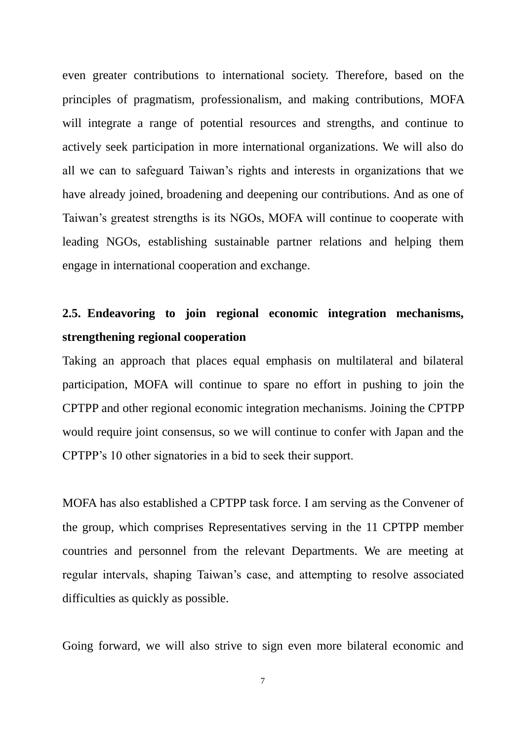even greater contributions to international society. Therefore, based on the principles of pragmatism, professionalism, and making contributions, MOFA will integrate a range of potential resources and strengths, and continue to actively seek participation in more international organizations. We will also do all we can to safeguard Taiwan's rights and interests in organizations that we have already joined, broadening and deepening our contributions. And as one of Taiwan's greatest strengths is its NGOs, MOFA will continue to cooperate with leading NGOs, establishing sustainable partner relations and helping them engage in international cooperation and exchange.

### 2.5. Endeavoring to join regional economic integration mechanisms, strengthening regional cooperation

Taking an approach that places equal emphasis on multilateral and bilateral participation, MOFA will continue to spare no effort in pushing to join the CPTPP and other regional economic integration mechanisms. Joining the CPTPP would require joint consensus, so we will continue to confer with Japan and the CPTPP's 10 other signatories in a bid to seek their support.

MOFA has also established a CPTPP task force. I am serving as the Convener of the group, which comprises Representatives serving in the 11 CPTPP member countries and personnel from the relevant Departments. We are meeting at regular intervals, shaping Taiwan's case, and attempting to resolve associated difficulties as quickly as possible.

Going forward, we will also strive to sign even more bilateral economic and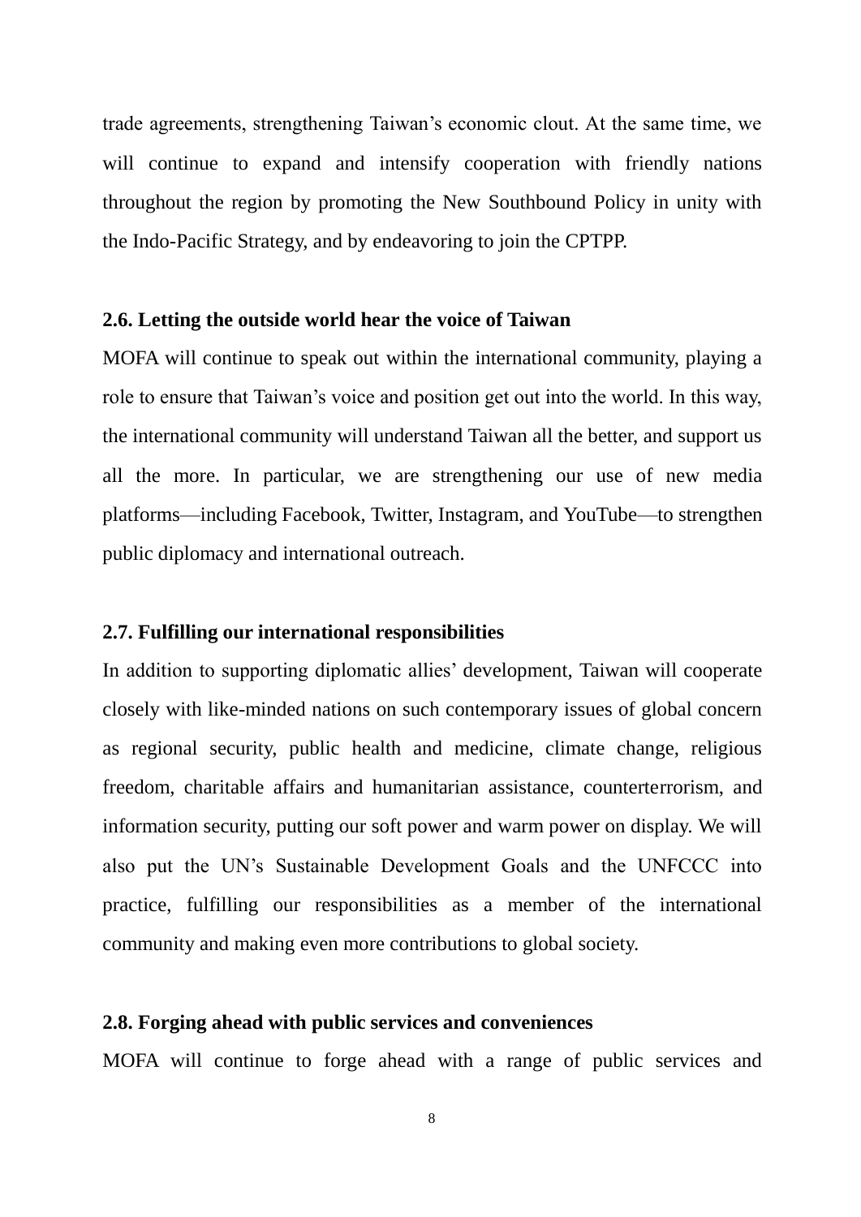trade agreements, strengthening Taiwan's economic clout. At the same time, we will continue to expand and intensify cooperation with friendly nations throughout the region by promoting the New Southbound Policy in unity with the Indo-Pacific Strategy, and by endeavoring to join the CPTPP.

### 2.6. Letting the outside world hear the voice of Taiwan

MOFA will continue to speak out within the international community, playing a role to ensure that Taiwan's voice and position get out into the world. In this way, the international community will understand Taiwan all the better, and support us all the more. In particular, we are strengthening our use of new media platforms—including Facebook, Twitter, Instagram, and YouTube—to strengthen public diplomacy and international outreach.

### 2.7. Fulfilling our international responsibilities

In addition to supporting diplomatic allies' development, Taiwan will cooperate closely with like-minded nations on such contemporary issues of global concern as regional security, public health and medicine, climate change, religious freedom, charitable affairs and humanitarian assistance, counterterrorism, and information security, putting our soft power and warm power on display. We will also put the UN's Sustainable Development Goals and the UNFCCC into practice, fulfilling our responsibilities as a member of the international community and making even more contributions to global society.

### 2.8. Forging ahead with public services and conveniences

MOFA will continue to forge ahead with a range of public services and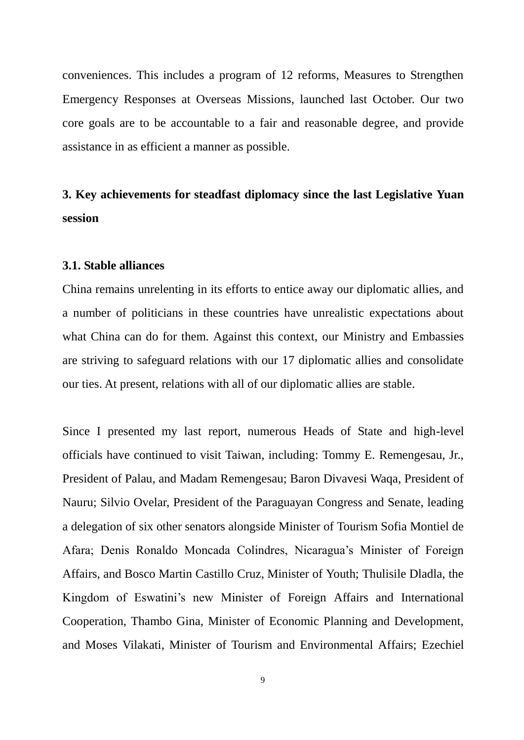conveniences. This includes a program of 12 reforms, Measures to Strengthen Emergency Responses at Overseas Missions, launched last October. Our two core goals are to be accountable to a fair and reasonable degree, and provide assistance in as efficient a manner as possible.

## 3. Key achievements for steadfast diplomacy since the last Legislative Yuan session

### 3.1. Stable alliances

China remains unrelenting in its efforts to entice away our diplomatic allies, and a number of politicians in these countries have unrealistic expectations about what China can do for them. Against this context, our Ministry and Embassies are striving to safeguard relations with our 17 diplomatic allies and consolidate our ties. At present, relations with all of our diplomatic allies are stable.

Since I presented my last report, numerous Heads of State and high-level officials have continued to visit Taiwan, including: Tommy E. Remengesau, Jr., President of Palau, and Madam Remengesau; Baron Divavesi Waqa, President of Nauru; Silvio Ovelar, President of the Paraguayan Congress and Senate, leading a delegation of six other senators alongside Minister of Tourism Sofia Montiel de Afara; Denis Ronaldo Moncada Colindres, Nicaragua's Minister of Foreign Affairs, and Bosco Martin Castillo Cruz, Minister of Youth; Thulisile Dladla, the Kingdom of Eswatini's new Minister of Foreign Affairs and International Cooperation, Thambo Gina, Minister of Economic Planning and Development, and Moses Vilakati, Minister of Tourism and Environmental Affairs; Ezechiel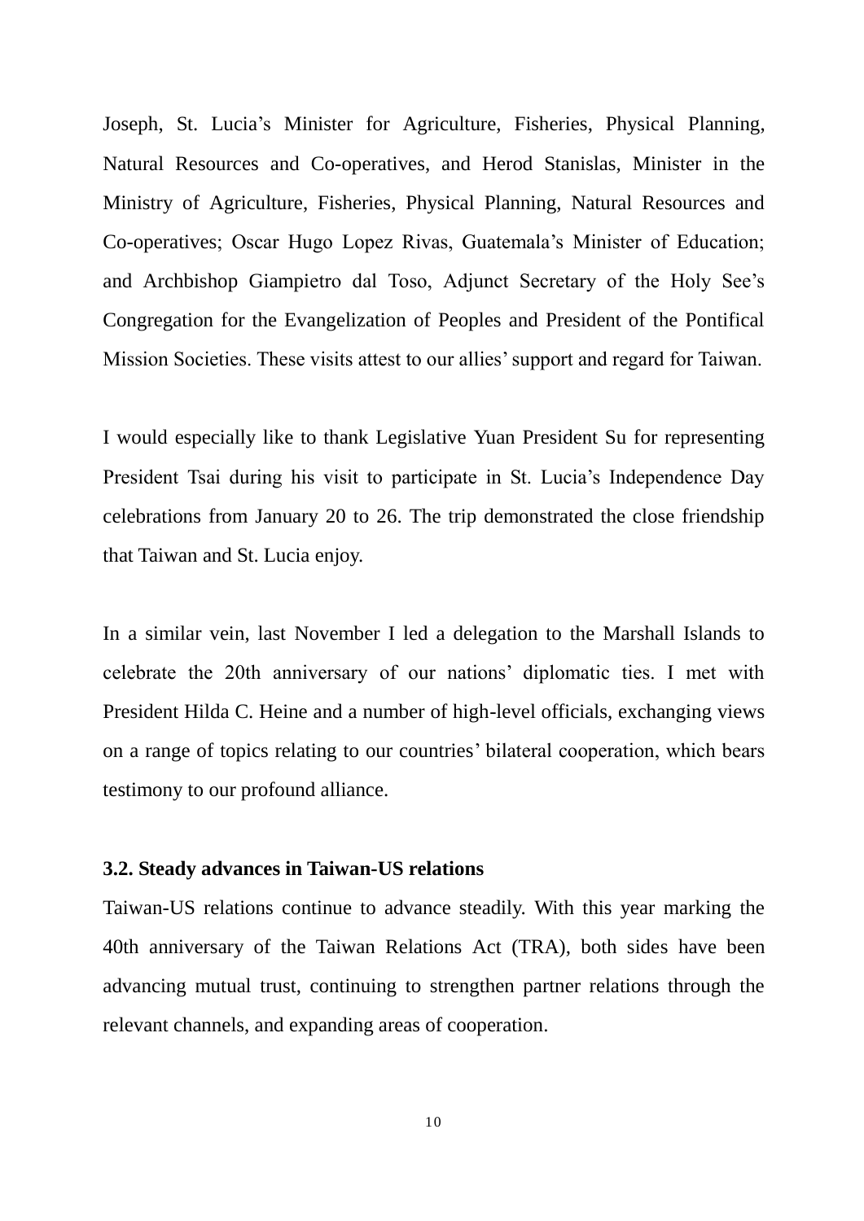Joseph, St. Lucia's Minister for Agriculture, Fisheries, Physical Planning, Natural Resources and Co-operatives, and Herod Stanislas, Minister in the Ministry of Agriculture, Fisheries, Physical Planning, Natural Resources and Co-operatives; Oscar Hugo Lopez Rivas, Guatemala's Minister of Education; and Archbishop Giampietro dal Toso, Adjunct Secretary of the Holy See's Congregation for the Evangelization of Peoples and President of the Pontifical Mission Societies. These visits attest to our allies' support and regard for Taiwan.

I would especially like to thank Legislative Yuan President Su for representing President Tsai during his visit to participate in St. Lucia's Independence Day celebrations from January 20 to 26. The trip demonstrated the close friendship that Taiwan and St. Lucia enjoy.

In a similar vein, last November I led a delegation to the Marshall Islands to celebrate the 20th anniversary of our nations' diplomatic ties. I met with President Hilda C. Heine and a number of high-level officials, exchanging views on a range of topics relating to our countries' bilateral cooperation, which bears testimony to our profound alliance.

### 3.2. Steady advances in Taiwan-US relations

Taiwan-US relations continue to advance steadily. With this year marking the 40th anniversary of the Taiwan Relations Act (TRA), both sides have been advancing mutual trust, continuing to strengthen partner relations through the relevant channels, and expanding areas of cooperation.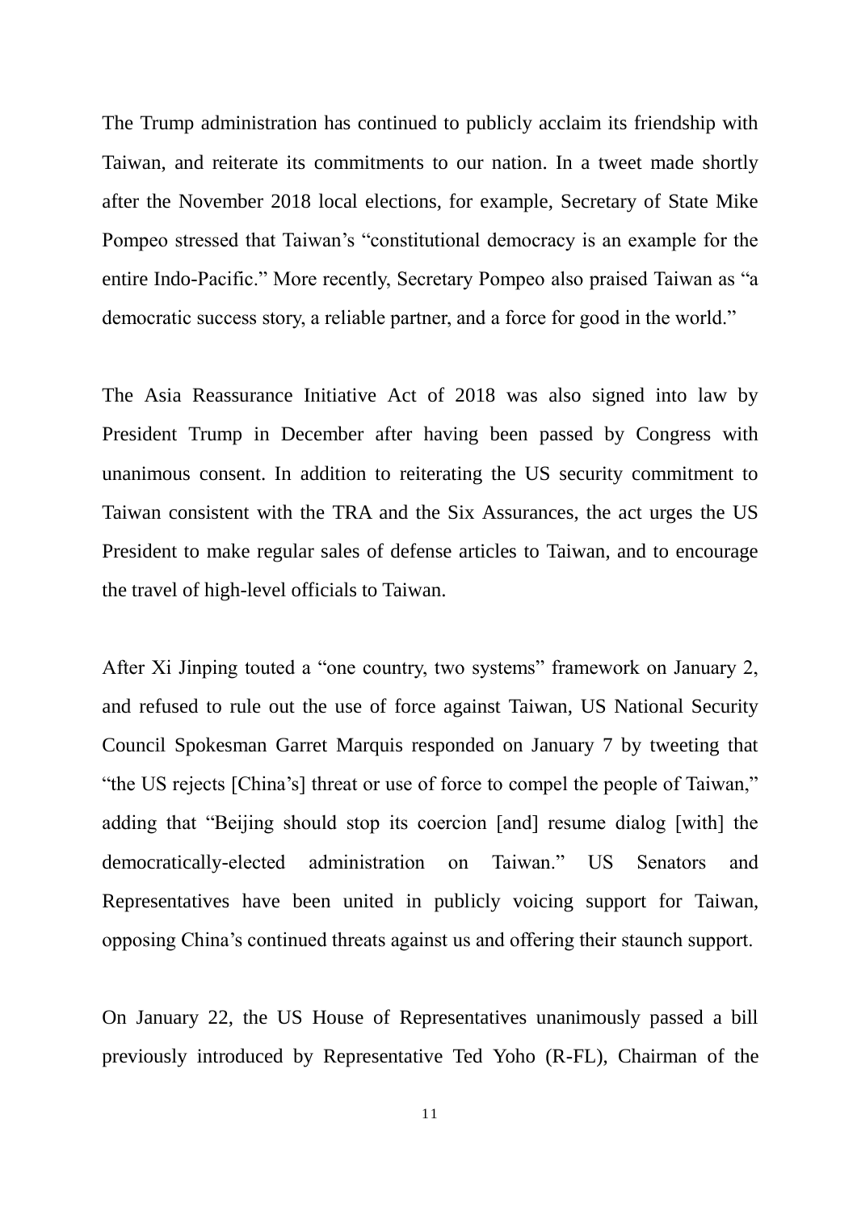The Trump administration has continued to publicly acclaim its friendship with Taiwan, and reiterate its commitments to our nation. In a tweet made shortly after the November 2018 local elections, for example, Secretary of State Mike Pompeo stressed that Taiwan's "constitutional democracy is an example for the entire Indo-Pacific." More recently, Secretary Pompeo also praised Taiwan as "a democratic success story, a reliable partner, and a force for good in the world."

The Asia Reassurance Initiative Act of 2018 was also signed into law by President Trump in December after having been passed by Congress with unanimous consent. In addition to reiterating the US security commitment to Taiwan consistent with the TRA and the Six Assurances, the act urges the US President to make regular sales of defense articles to Taiwan, and to encourage the travel of high-level officials to Taiwan.

After Xi Jinping touted a "one country, two systems" framework on January 2, and refused to rule out the use of force against Taiwan, US National Security Council Spokesman Garret Marquis responded on January 7 by tweeting that "the US rejects [China's] threat or use of force to compel the people of Taiwan," adding that "Beijing should stop its coercion [and] resume dialog [with] the democratically-elected administration on Taiwan." US Senators and Representatives have been united in publicly voicing support for Taiwan, opposing China's continued threats against us and offering their staunch support.

On January 22, the US House of Representatives unanimously passed a bill previously introduced by Representative Ted Yoho (R-FL), Chairman of the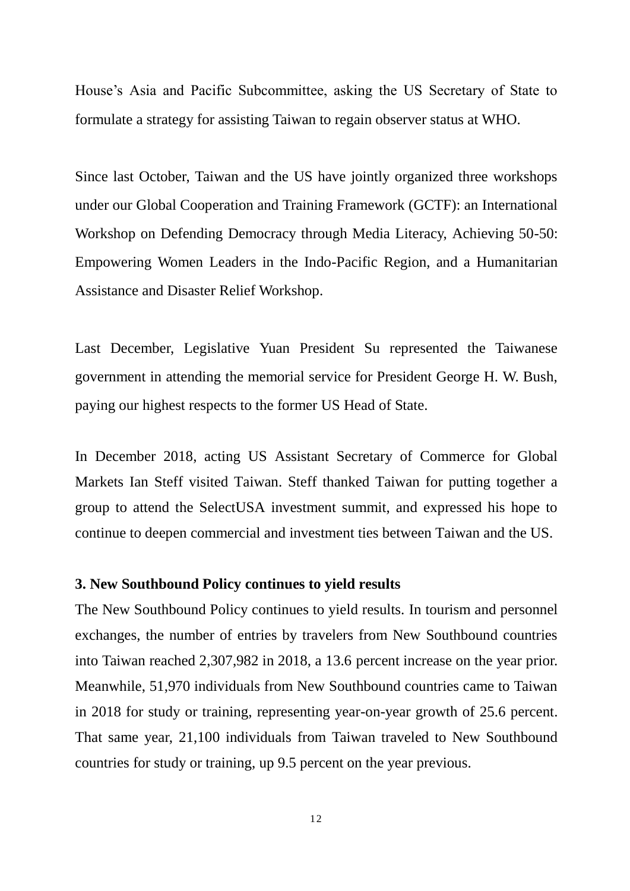House's Asia and Pacific Subcommittee, asking the US Secretary of State to formulate a strategy for assisting Taiwan to regain observer status at WHO.

Since last October, Taiwan and the US have jointly organized three workshops under our Global Cooperation and Training Framework (GCTF): an International Workshop on Defending Democracy through Media Literacy, Achieving 50-50: Empowering Women Leaders in the Indo-Pacific Region, and a Humanitarian Assistance and Disaster Relief Workshop.

Last December, Legislative Yuan President Su represented the Taiwanese government in attending the memorial service for President George H. W. Bush, paying our highest respects to the former US Head of State.

In December 2018, acting US Assistant Secretary of Commerce for Global Markets Ian Steff visited Taiwan. Steff thanked Taiwan for putting together a group to attend the SelectUSA investment summit, and expressed his hope to continue to deepen commercial and investment ties between Taiwan and the US.

**3. New Southbound Policy continues to yield results**

The New Southbound Policy continues to yield results. In tourism and personnel exchanges, the number of entries by travelers from New Southbound countries into Taiwan reached 2,307,982 in 2018, a 13.6 percent increase on the year prior. Meanwhile, 51,970 individuals from New Southbound countries came to Taiwan in 2018 for study or training, representing year-on-year growth of 25.6 percent. That same year, 21,100 individuals from Taiwan traveled to New Southbound countries for study or training, up 9.5 percent on the year previous.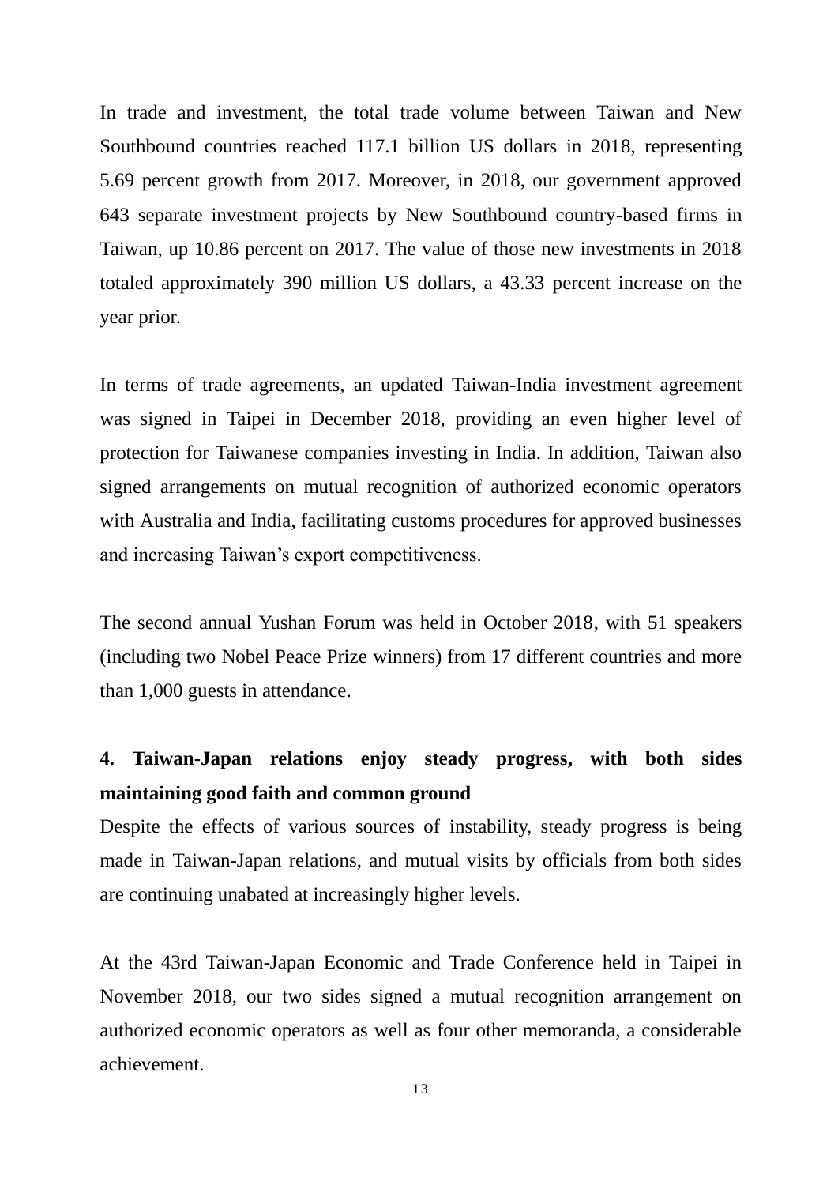In trade and investment, the total trade volume between Taiwan and New Southbound countries reached 117.1 billion US dollars in 2018, representing 5.69 percent growth from 2017. Moreover, in 2018, our government approved 643 separate investment projects by New Southbound country-based firms in Taiwan, up 10.86 percent on 2017. The value of those new investments in 2018 totaled approximately 390 million US dollars, a 43.33 percent increase on the year prior.

In terms of trade agreements, an updated Taiwan-India investment agreement was signed in Taipei in December 2018, providing an even higher level of protection for Taiwanese companies investing in India. In addition, Taiwan also signed arrangements on mutual recognition of authorized economic operators with Australia and India, facilitating customs procedures for approved businesses and increasing Taiwan's export competitiveness.

The second annual Yushan Forum was held in October 2018, with 51 speakers (including two Nobel Peace Prize winners) from 17 different countries and more than 1,000 guests in attendance.

**4. Taiwan-Japan relations enjoy steady progress, with both sides maintaining good faith and common ground**

Despite the effects of various sources of instability, steady progress is being made in Taiwan-Japan relations, and mutual visits by officials from both sides are continuing unabated at increasingly higher levels.

At the 43rd Taiwan-Japan Economic and Trade Conference held in Taipei in November 2018, our two sides signed a mutual recognition arrangement on authorized economic operators as well as four other memoranda, a considerable achievement.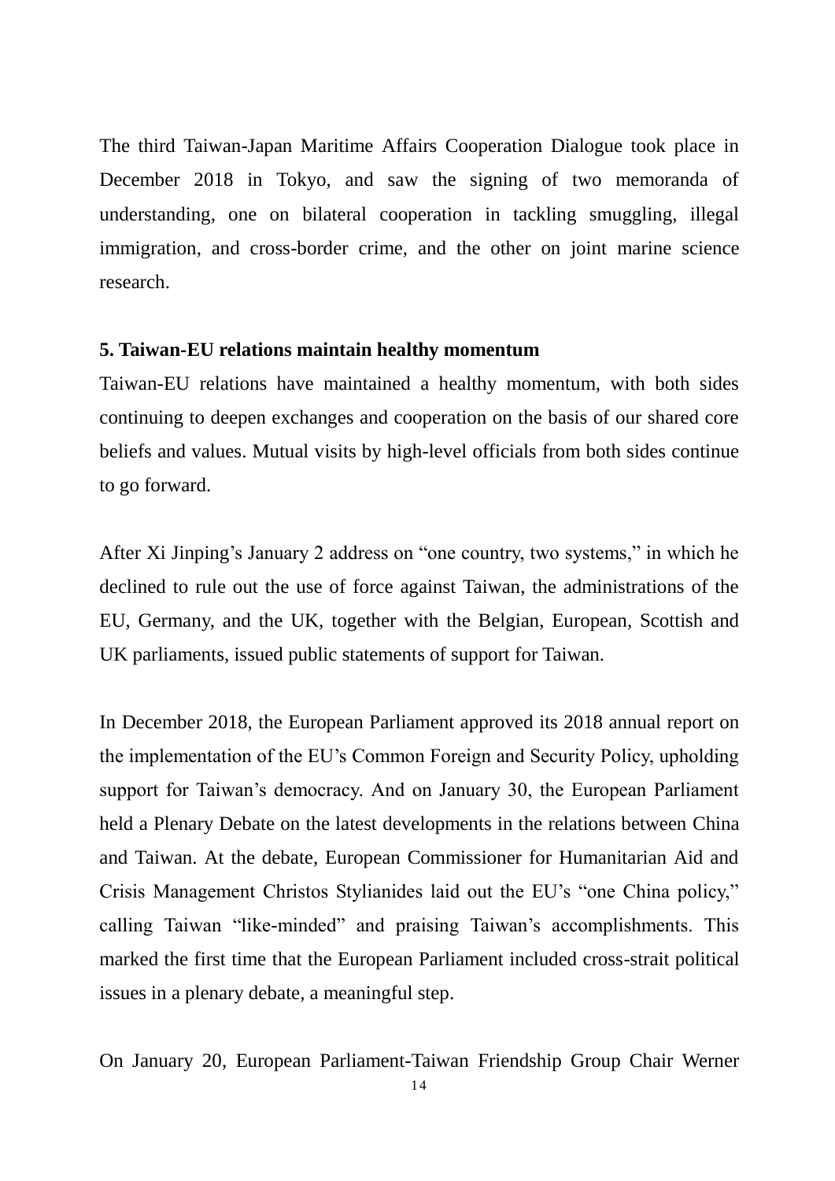The third Taiwan-Japan Maritime Affairs Cooperation Dialogue took place in December 2018 in Tokyo, and saw the signing of two memoranda of understanding, one on bilateral cooperation in tackling smuggling, illegal immigration, and cross-border crime, and the other on joint marine science research.

**5. Taiwan-EU relations maintain healthy momentum**

Taiwan-EU relations have maintained a healthy momentum, with both sides continuing to deepen exchanges and cooperation on the basis of our shared core beliefs and values. Mutual visits by high-level officials from both sides continue to go forward.

After Xi Jinping's January 2 address on "one country, two systems," in which he declined to rule out the use of force against Taiwan, the administrations of the EU, Germany, and the UK, together with the Belgian, European, Scottish and UK parliaments, issued public statements of support for Taiwan.

In December 2018, the European Parliament approved its 2018 annual report on the implementation of the EU's Common Foreign and Security Policy, upholding support for Taiwan's democracy. And on January 30, the European Parliament held a Plenary Debate on the latest developments in the relations between China and Taiwan. At the debate, European Commissioner for Humanitarian Aid and Crisis Management Christos Stylianides laid out the EU's "one China policy," calling Taiwan "like-minded" and praising Taiwan's accomplishments. This marked the first time that the European Parliament included cross-strait political issues in a plenary debate, a meaningful step.

On January 20, European Parliament-Taiwan Friendship Group Chair Werner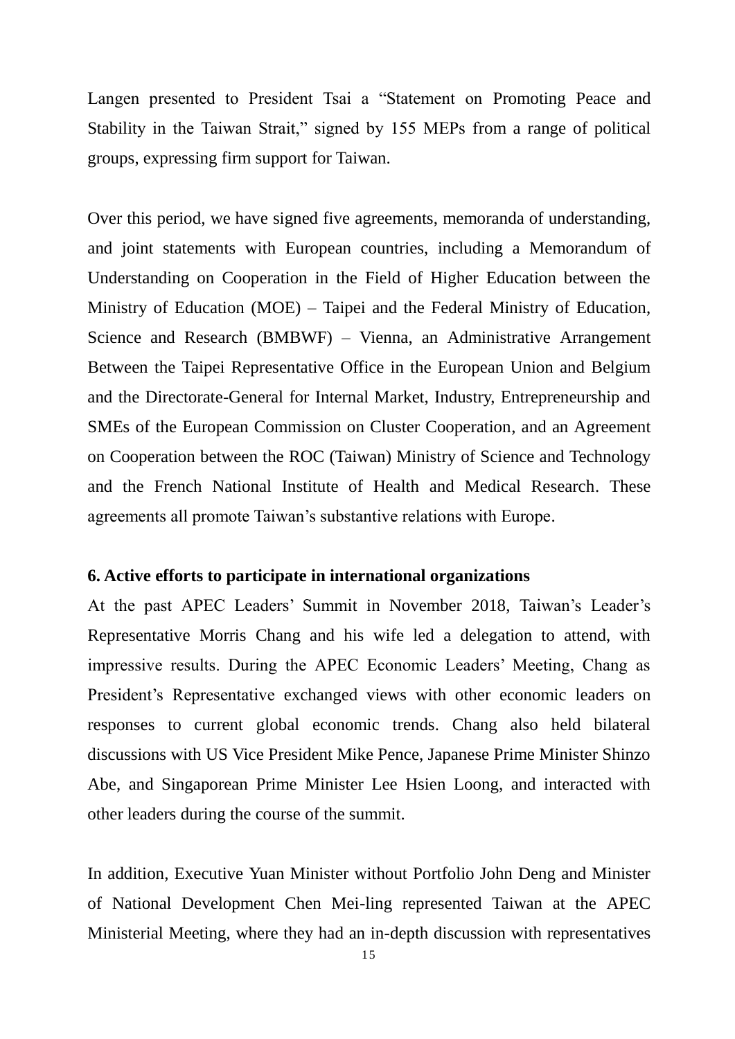Langen presented to President Tsai a "Statement on Promoting Peace and Stability in the Taiwan Strait," signed by 155 MEPs from a range of political groups, expressing firm support for Taiwan.

Over this period, we have signed five agreements, memoranda of understanding, and joint statements with European countries, including a Memorandum of Understanding on Cooperation in the Field of Higher Education between the Ministry of Education (MOE) – Taipei and the Federal Ministry of Education, Science and Research (BMBWF) – Vienna, an Administrative Arrangement Between the Taipei Representative Office in the European Union and Belgium and the Directorate-General for Internal Market, Industry, Entrepreneurship and SMEs of the European Commission on Cluster Cooperation, and an Agreement on Cooperation between the ROC (Taiwan) Ministry of Science and Technology and the French National Institute of Health and Medical Research. These agreements all promote Taiwan's substantive relations with Europe.

**6. Active efforts to participate in international organizations**

At the past APEC Leaders' Summit in November 2018, Taiwan's Leader's Representative Morris Chang and his wife led a delegation to attend, with impressive results. During the APEC Economic Leaders' Meeting, Chang as President's Representative exchanged views with other economic leaders on responses to current global economic trends. Chang also held bilateral discussions with US Vice President Mike Pence, Japanese Prime Minister Shinzo Abe, and Singaporean Prime Minister Lee Hsien Loong, and interacted with other leaders during the course of the summit.

In addition, Executive Yuan Minister without Portfolio John Deng and Minister of National Development Chen Mei-ling represented Taiwan at the APEC Ministerial Meeting, where they had an in-depth discussion with representatives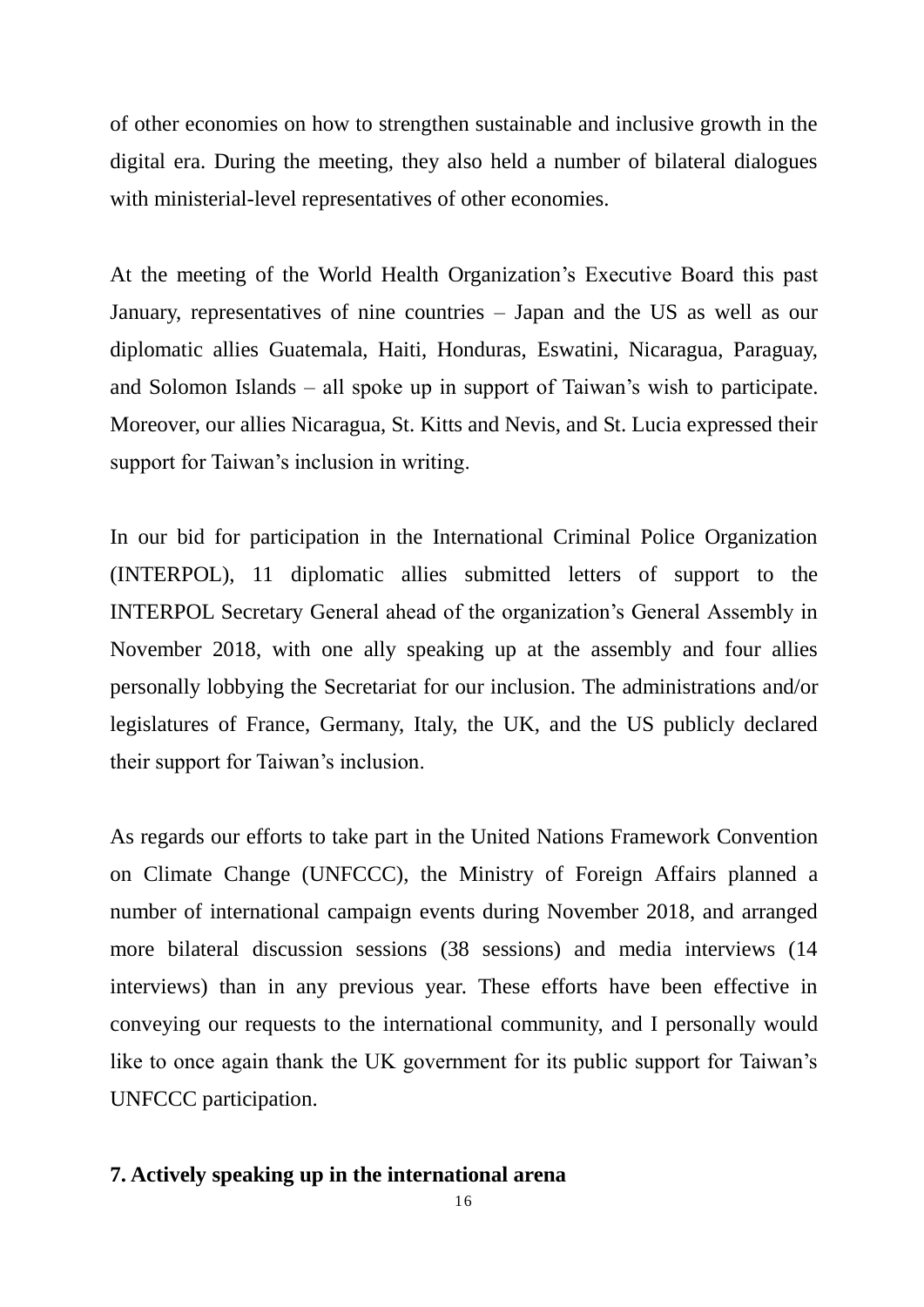of other economies on how to strengthen sustainable and inclusive growth in the digital era. During the meeting, they also held a number of bilateral dialogues with ministerial-level representatives of other economies.

At the meeting of the World Health Organization's Executive Board this past January, representatives of nine countries – Japan and the US as well as our diplomatic allies Guatemala, Haiti, Honduras, Eswatini, Nicaragua, Paraguay, and Solomon Islands – all spoke up in support of Taiwan's wish to participate. Moreover, our allies Nicaragua, St. Kitts and Nevis, and St. Lucia expressed their support for Taiwan's inclusion in writing.

In our bid for participation in the International Criminal Police Organization (INTERPOL), 11 diplomatic allies submitted letters of support to the INTERPOL Secretary General ahead of the organization's General Assembly in November 2018, with one ally speaking up at the assembly and four allies personally lobbying the Secretariat for our inclusion. The administrations and/or legislatures of France, Germany, Italy, the UK, and the US publicly declared their support for Taiwan's inclusion.

As regards our efforts to take part in the United Nations Framework Convention on Climate Change (UNFCCC), the Ministry of Foreign Affairs planned a number of international campaign events during November 2018, and arranged more bilateral discussion sessions (38 sessions) and media interviews (14 interviews) than in any previous year. These efforts have been effective in conveying our requests to the international community, and I personally would like to once again thank the UK government for its public support for Taiwan's UNFCCC participation.

**7. Actively speaking up in the international arena**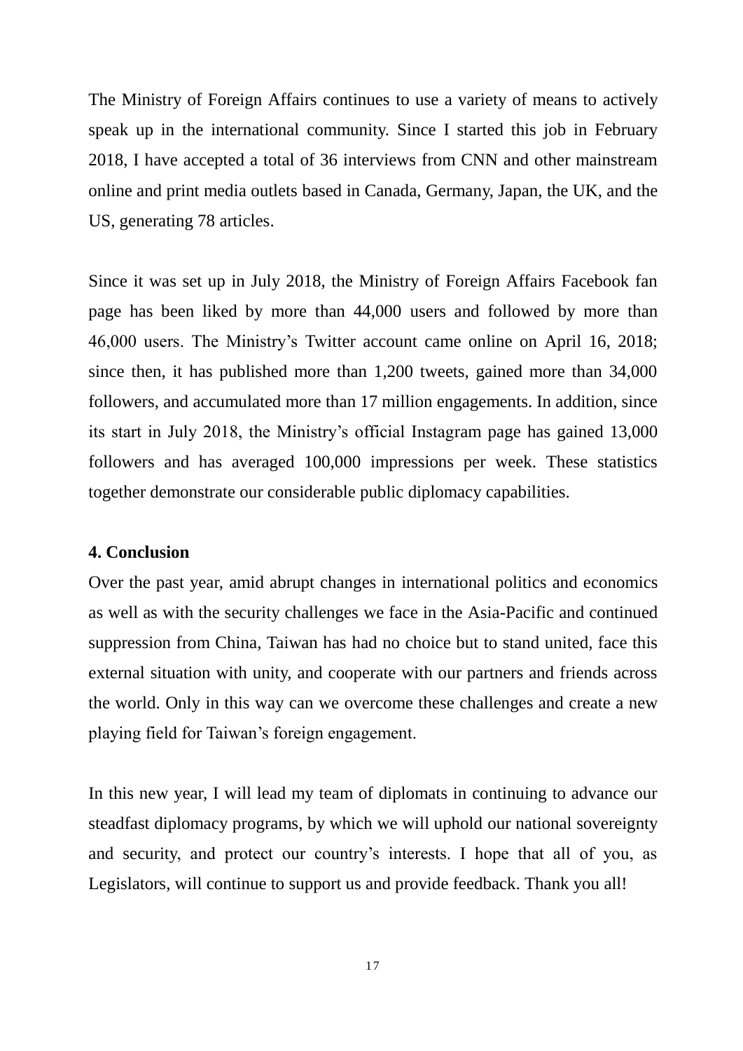The Ministry of Foreign Affairs continues to use a variety of means to actively speak up in the international community. Since I started this job in February 2018, I have accepted a total of 36 interviews from CNN and other mainstream online and print media outlets based in Canada, Germany, Japan, the UK, and the US, generating 78 articles.

Since it was set up in July 2018, the Ministry of Foreign Affairs Facebook fan page has been liked by more than 44,000 users and followed by more than 46,000 users. The Ministry's Twitter account came online on April 16, 2018; since then, it has published more than 1,200 tweets, gained more than 34,000 followers, and accumulated more than 17 million engagements. In addition, since its start in July 2018, the Ministry's official Instagram page has gained 13,000 followers and has averaged 100,000 impressions per week. These statistics together demonstrate our considerable public diplomacy capabilities.

**4. Conclusion**

Over the past year, amid abrupt changes in international politics and economics as well as with the security challenges we face in the Asia-Pacific and continued suppression from China, Taiwan has had no choice but to stand united, face this external situation with unity, and cooperate with our partners and friends across the world. Only in this way can we overcome these challenges and create a new playing field for Taiwan's foreign engagement.

In this new year, I will lead my team of diplomats in continuing to advance our steadfast diplomacy programs, by which we will uphold our national sovereignty and security, and protect our country's interests. I hope that all of you, as Legislators, will continue to support us and provide feedback. Thank you all!